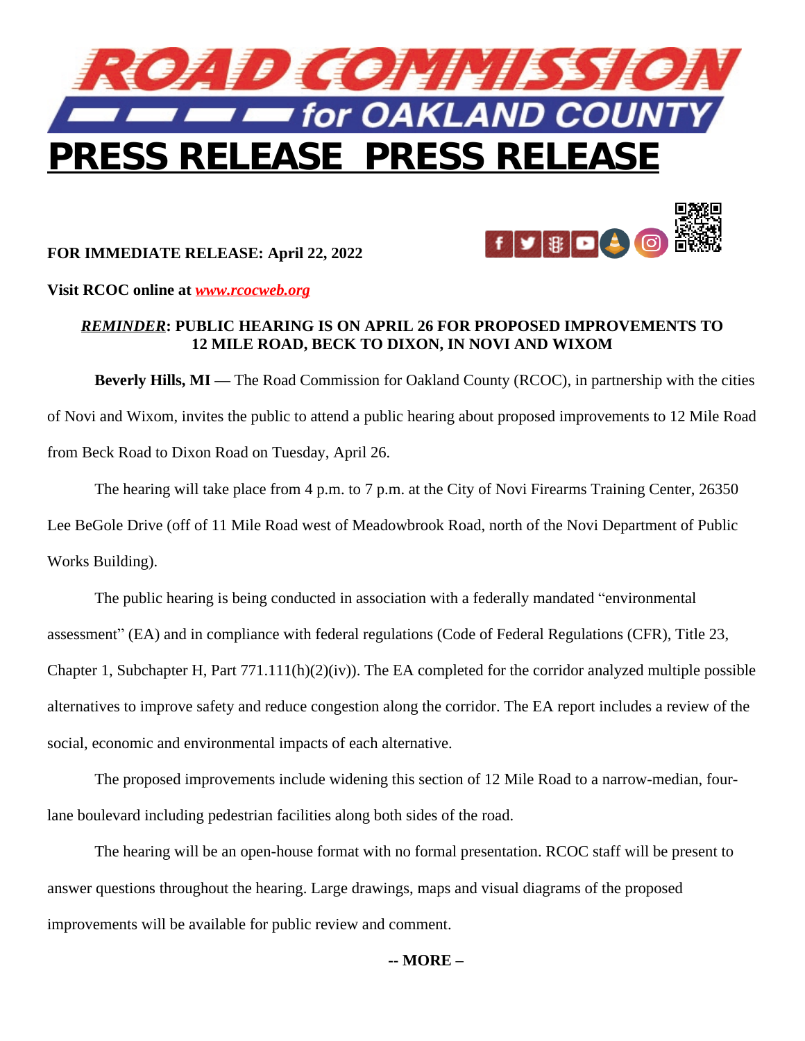# ROAD COMMISSION for OAKLAND COUNTY

# PRESS RELEASE PRESS RELEASE

**FOR IMMEDIATE RELEASE: April 22, 2022**

**Visit RCOC online at *www.rcocweb.org***

**_REMINDER_: PUBLIC HEARING IS ON APRIL 26 FOR PROPOSED IMPROVEMENTS TO 12 MILE ROAD, BECK TO DIXON, IN NOVI AND WIXOM**

**Beverly Hills, MI —** The Road Commission for Oakland County (RCOC), in partnership with the cities of Novi and Wixom, invites the public to attend a public hearing about proposed improvements to 12 Mile Road from Beck Road to Dixon Road on Tuesday, April 26.

The hearing will take place from 4 p.m. to 7 p.m. at the City of Novi Firearms Training Center, 26350 Lee BeGole Drive (off of 11 Mile Road west of Meadowbrook Road, north of the Novi Department of Public Works Building).

The public hearing is being conducted in association with a federally mandated "environmental assessment" (EA) and in compliance with federal regulations (Code of Federal Regulations (CFR), Title 23, Chapter 1, Subchapter H, Part 771.111(h)(2)(iv)). The EA completed for the corridor analyzed multiple possible alternatives to improve safety and reduce congestion along the corridor. The EA report includes a review of the social, economic and environmental impacts of each alternative.

The proposed improvements include widening this section of 12 Mile Road to a narrow-median, four-lane boulevard including pedestrian facilities along both sides of the road.

The hearing will be an open-house format with no formal presentation. RCOC staff will be present to answer questions throughout the hearing. Large drawings, maps and visual diagrams of the proposed improvements will be available for public review and comment.

**-- MORE –**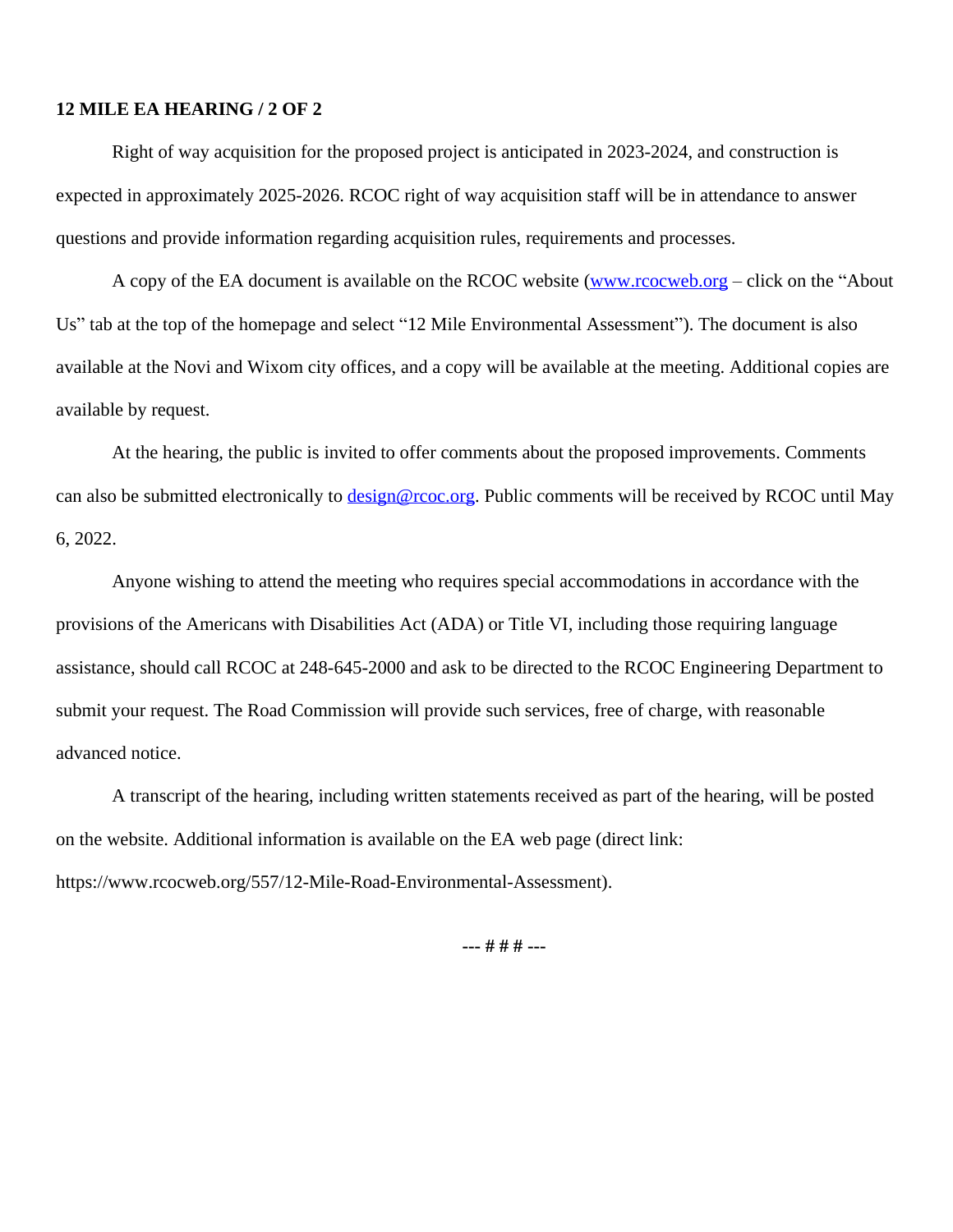**12 MILE EA HEARING / 2 OF 2**

Right of way acquisition for the proposed project is anticipated in 2023-2024, and construction is expected in approximately 2025-2026. RCOC right of way acquisition staff will be in attendance to answer questions and provide information regarding acquisition rules, requirements and processes.

A copy of the EA document is available on the RCOC website (www.rcocweb.org – click on the "About Us" tab at the top of the homepage and select "12 Mile Environmental Assessment"). The document is also available at the Novi and Wixom city offices, and a copy will be available at the meeting. Additional copies are available by request.

At the hearing, the public is invited to offer comments about the proposed improvements. Comments can also be submitted electronically to design@rcoc.org. Public comments will be received by RCOC until May 6, 2022.

Anyone wishing to attend the meeting who requires special accommodations in accordance with the provisions of the Americans with Disabilities Act (ADA) or Title VI, including those requiring language assistance, should call RCOC at 248-645-2000 and ask to be directed to the RCOC Engineering Department to submit your request. The Road Commission will provide such services, free of charge, with reasonable advanced notice.

A transcript of the hearing, including written statements received as part of the hearing, will be posted on the website. Additional information is available on the EA web page (direct link: https://www.rcocweb.org/557/12-Mile-Road-Environmental-Assessment).

--- # # # ---